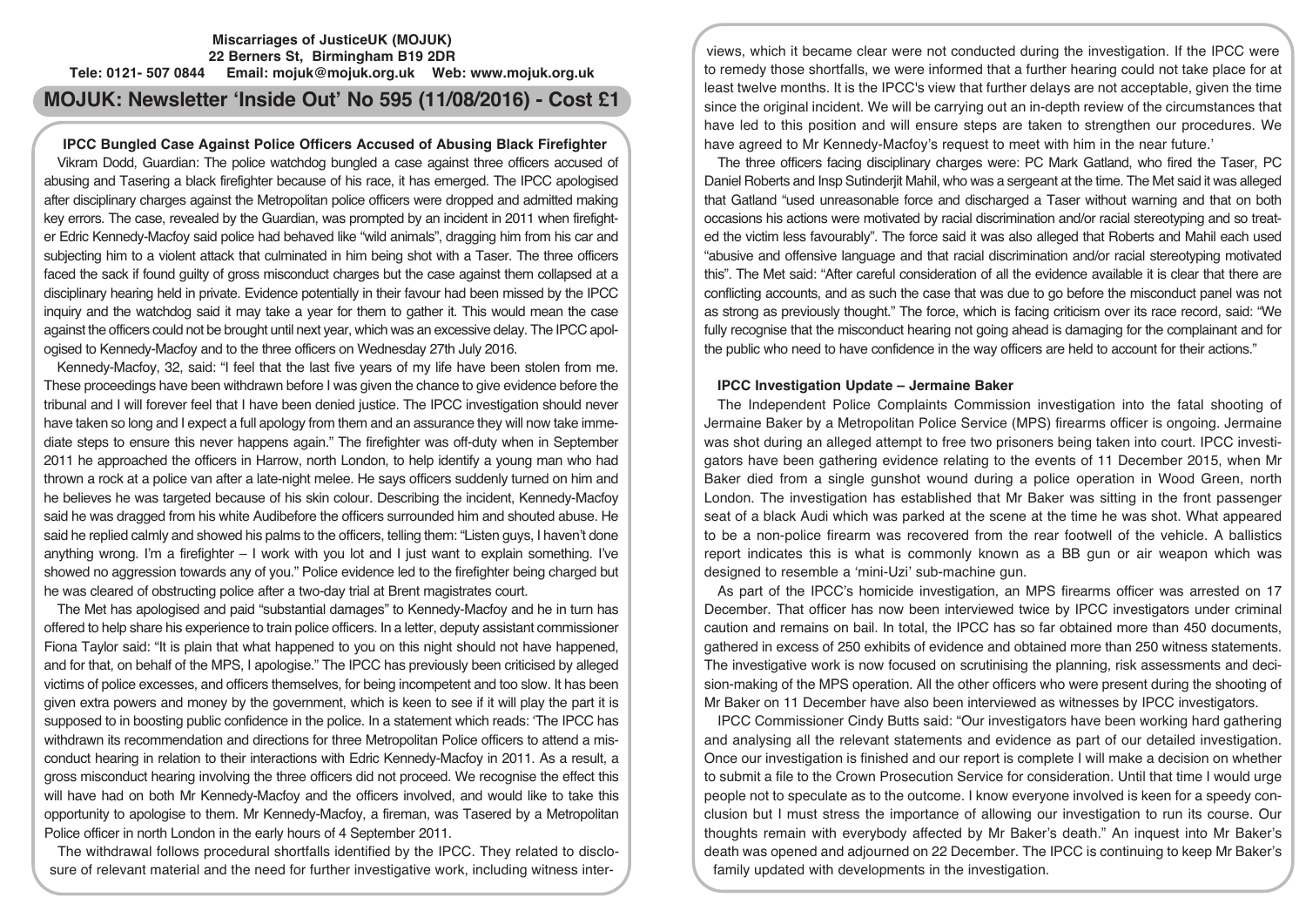**Miscarriages of JusticeUK (MOJUK)**
**22 Berners St, Birmingham B19 2DR**
**Tele: 0121- 507 0844 Email: mojuk@mojuk.org.uk Web: www.mojuk.org.uk**

# MOJUK: Newsletter 'Inside Out' No 595 (11/08/2016) - Cost £1

## IPCC Bungled Case Against Police Officers Accused of Abusing Black Firefighter

Vikram Dodd, Guardian: The police watchdog bungled a case against three officers accused of abusing and Tasering a black firefighter because of his race, it has emerged. The IPCC apologised after disciplinary charges against the Metropolitan police officers were dropped and admitted making key errors. The case, revealed by the Guardian, was prompted by an incident in 2011 when firefighter Edric Kennedy-Macfoy said police had behaved like "wild animals", dragging him from his car and subjecting him to a violent attack that culminated in him being shot with a Taser. The three officers faced the sack if found guilty of gross misconduct charges but the case against them collapsed at a disciplinary hearing held in private. Evidence potentially in their favour had been missed by the IPCC inquiry and the watchdog said it may take a year for them to gather it. This would mean the case against the officers could not be brought until next year, which was an excessive delay. The IPCC apologised to Kennedy-Macfoy and to the three officers on Wednesday 27th July 2016.

Kennedy-Macfoy, 32, said: "I feel that the last five years of my life have been stolen from me. These proceedings have been withdrawn before I was given the chance to give evidence before the tribunal and I will forever feel that I have been denied justice. The IPCC investigation should never have taken so long and I expect a full apology from them and an assurance they will now take immediate steps to ensure this never happens again." The firefighter was off-duty when in September 2011 he approached the officers in Harrow, north London, to help identify a young man who had thrown a rock at a police van after a late-night melee. He says officers suddenly turned on him and he believes he was targeted because of his skin colour. Describing the incident, Kennedy-Macfoy said he was dragged from his white Audibefore the officers surrounded him and shouted abuse. He said he replied calmly and showed his palms to the officers, telling them: "Listen guys, I haven't done anything wrong. I'm a firefighter – I work with you lot and I just want to explain something. I've showed no aggression towards any of you." Police evidence led to the firefighter being charged but he was cleared of obstructing police after a two-day trial at Brent magistrates court.

The Met has apologised and paid "substantial damages" to Kennedy-Macfoy and he in turn has offered to help share his experience to train police officers. In a letter, deputy assistant commissioner Fiona Taylor said: "It is plain that what happened to you on this night should not have happened, and for that, on behalf of the MPS, I apologise." The IPCC has previously been criticised by alleged victims of police excesses, and officers themselves, for being incompetent and too slow. It has been given extra powers and money by the government, which is keen to see if it will play the part it is supposed to in boosting public confidence in the police. In a statement which reads: 'The IPCC has withdrawn its recommendation and directions for three Metropolitan Police officers to attend a misconduct hearing in relation to their interactions with Edric Kennedy-Macfoy in 2011. As a result, a gross misconduct hearing involving the three officers did not proceed. We recognise the effect this will have had on both Mr Kennedy-Macfoy and the officers involved, and would like to take this opportunity to apologise to them. Mr Kennedy-Macfoy, a fireman, was Tasered by a Metropolitan Police officer in north London in the early hours of 4 September 2011.

The withdrawal follows procedural shortfalls identified by the IPCC. They related to disclosure of relevant material and the need for further investigative work, including witness interviews, which it became clear were not conducted during the investigation. If the IPCC were to remedy those shortfalls, we were informed that a further hearing could not take place for at least twelve months. It is the IPCC's view that further delays are not acceptable, given the time since the original incident. We will be carrying out an in-depth review of the circumstances that have led to this position and will ensure steps are taken to strengthen our procedures. We have agreed to Mr Kennedy-Macfoy's request to meet with him in the near future.'

The three officers facing disciplinary charges were: PC Mark Gatland, who fired the Taser, PC Daniel Roberts and Insp Sutinderjit Mahil, who was a sergeant at the time. The Met said it was alleged that Gatland "used unreasonable force and discharged a Taser without warning and that on both occasions his actions were motivated by racial discrimination and/or racial stereotyping and so treated the victim less favourably". The force said it was also alleged that Roberts and Mahil each used "abusive and offensive language and that racial discrimination and/or racial stereotyping motivated this". The Met said: "After careful consideration of all the evidence available it is clear that there are conflicting accounts, and as such the case that was due to go before the misconduct panel was not as strong as previously thought." The force, which is facing criticism over its race record, said: "We fully recognise that the misconduct hearing not going ahead is damaging for the complainant and for the public who need to have confidence in the way officers are held to account for their actions."

## IPCC Investigation Update – Jermaine Baker

The Independent Police Complaints Commission investigation into the fatal shooting of Jermaine Baker by a Metropolitan Police Service (MPS) firearms officer is ongoing. Jermaine was shot during an alleged attempt to free two prisoners being taken into court. IPCC investigators have been gathering evidence relating to the events of 11 December 2015, when Mr Baker died from a single gunshot wound during a police operation in Wood Green, north London. The investigation has established that Mr Baker was sitting in the front passenger seat of a black Audi which was parked at the scene at the time he was shot. What appeared to be a non-police firearm was recovered from the rear footwell of the vehicle. A ballistics report indicates this is what is commonly known as a BB gun or air weapon which was designed to resemble a 'mini-Uzi' sub-machine gun.

As part of the IPCC's homicide investigation, an MPS firearms officer was arrested on 17 December. That officer has now been interviewed twice by IPCC investigators under criminal caution and remains on bail. In total, the IPCC has so far obtained more than 450 documents, gathered in excess of 250 exhibits of evidence and obtained more than 250 witness statements. The investigative work is now focused on scrutinising the planning, risk assessments and decision-making of the MPS operation. All the other officers who were present during the shooting of Mr Baker on 11 December have also been interviewed as witnesses by IPCC investigators.

IPCC Commissioner Cindy Butts said: "Our investigators have been working hard gathering and analysing all the relevant statements and evidence as part of our detailed investigation. Once our investigation is finished and our report is complete I will make a decision on whether to submit a file to the Crown Prosecution Service for consideration. Until that time I would urge people not to speculate as to the outcome. I know everyone involved is keen for a speedy conclusion but I must stress the importance of allowing our investigation to run its course. Our thoughts remain with everybody affected by Mr Baker's death." An inquest into Mr Baker's death was opened and adjourned on 22 December. The IPCC is continuing to keep Mr Baker's family updated with developments in the investigation.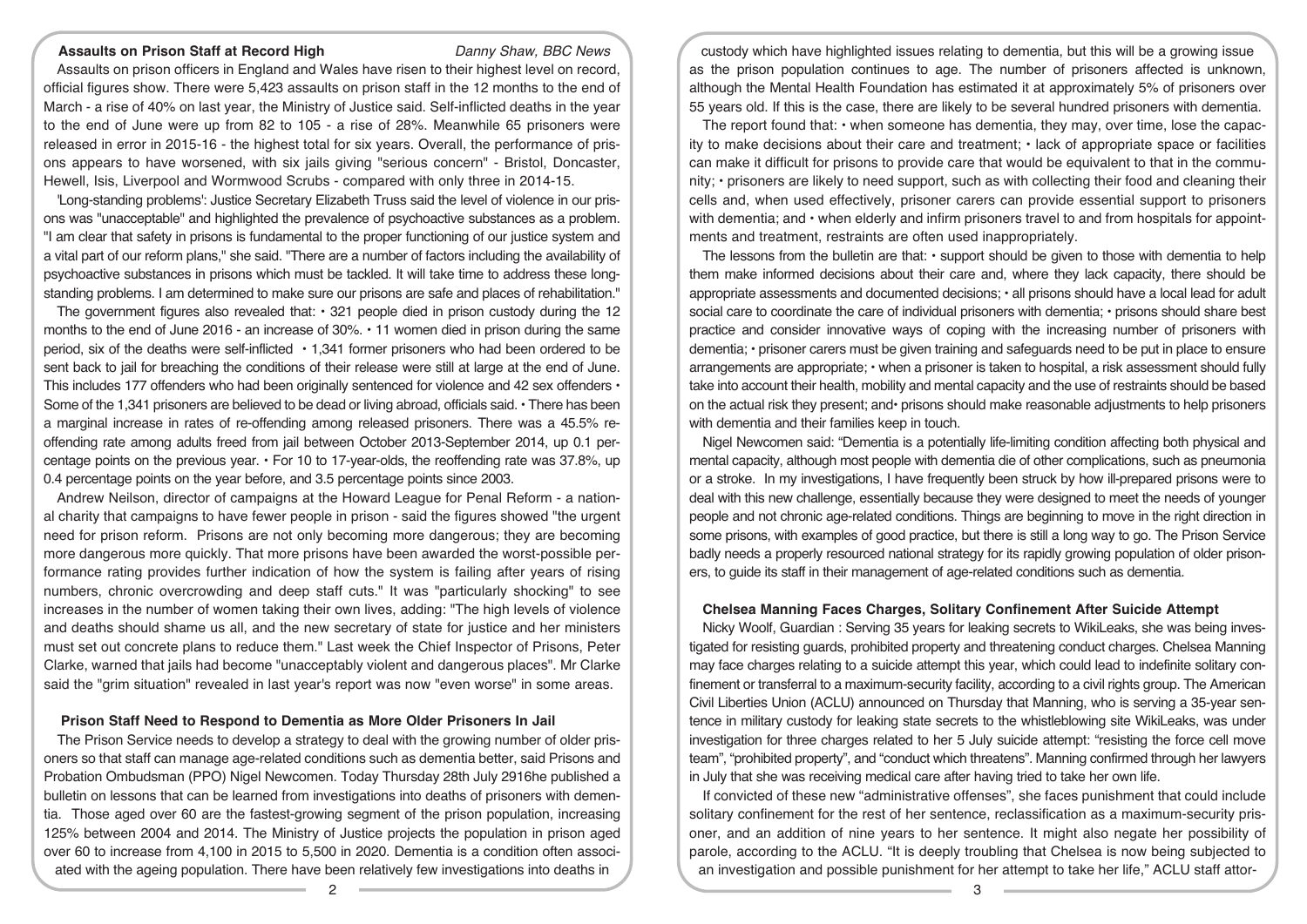## Assaults on Prison Staff at Record High

*Danny Shaw, BBC News*

Assaults on prison officers in England and Wales have risen to their highest level on record, official figures show. There were 5,423 assaults on prison staff in the 12 months to the end of March - a rise of 40% on last year, the Ministry of Justice said. Self-inflicted deaths in the year to the end of June were up from 82 to 105 - a rise of 28%. Meanwhile 65 prisoners were released in error in 2015-16 - the highest total for six years. Overall, the performance of prisons appears to have worsened, with six jails giving "serious concern" - Bristol, Doncaster, Hewell, Isis, Liverpool and Wormwood Scrubs - compared with only three in 2014-15.

'Long-standing problems': Justice Secretary Elizabeth Truss said the level of violence in our prisons was "unacceptable" and highlighted the prevalence of psychoactive substances as a problem. "I am clear that safety in prisons is fundamental to the proper functioning of our justice system and a vital part of our reform plans," she said. "There are a number of factors including the availability of psychoactive substances in prisons which must be tackled. It will take time to address these long-standing problems. I am determined to make sure our prisons are safe and places of rehabilitation."

The government figures also revealed that: • 321 people died in prison custody during the 12 months to the end of June 2016 - an increase of 30%. • 11 women died in prison during the same period, six of the deaths were self-inflicted • 1,341 former prisoners who had been ordered to be sent back to jail for breaching the conditions of their release were still at large at the end of June. This includes 177 offenders who had been originally sentenced for violence and 42 sex offenders • Some of the 1,341 prisoners are believed to be dead or living abroad, officials said. • There has been a marginal increase in rates of re-offending among released prisoners. There was a 45.5% re-offending rate among adults freed from jail between October 2013-September 2014, up 0.1 percentage points on the previous year. • For 10 to 17-year-olds, the reoffending rate was 37.8%, up 0.4 percentage points on the year before, and 3.5 percentage points since 2003.

Andrew Neilson, director of campaigns at the Howard League for Penal Reform - a national charity that campaigns to have fewer people in prison - said the figures showed "the urgent need for prison reform. Prisons are not only becoming more dangerous; they are becoming more dangerous more quickly. That more prisons have been awarded the worst-possible performance rating provides further indication of how the system is failing after years of rising numbers, chronic overcrowding and deep staff cuts." It was "particularly shocking" to see increases in the number of women taking their own lives, adding: "The high levels of violence and deaths should shame us all, and the new secretary of state for justice and her ministers must set out concrete plans to reduce them." Last week the Chief Inspector of Prisons, Peter Clarke, warned that jails had become "unacceptably violent and dangerous places". Mr Clarke said the "grim situation" revealed in last year's report was now "even worse" in some areas.

## Prison Staff Need to Respond to Dementia as More Older Prisoners In Jail

The Prison Service needs to develop a strategy to deal with the growing number of older prisoners so that staff can manage age-related conditions such as dementia better, said Prisons and Probation Ombudsman (PPO) Nigel Newcomen. Today Thursday 28th July 2916he published a bulletin on lessons that can be learned from investigations into deaths of prisoners with dementia. Those aged over 60 are the fastest-growing segment of the prison population, increasing 125% between 2004 and 2014. The Ministry of Justice projects the population in prison aged over 60 to increase from 4,100 in 2015 to 5,500 in 2020. Dementia is a condition often associated with the ageing population. There have been relatively few investigations into deaths in custody which have highlighted issues relating to dementia, but this will be a growing issue as the prison population continues to age. The number of prisoners affected is unknown, although the Mental Health Foundation has estimated it at approximately 5% of prisoners over 55 years old. If this is the case, there are likely to be several hundred prisoners with dementia.

The report found that: • when someone has dementia, they may, over time, lose the capacity to make decisions about their care and treatment; • lack of appropriate space or facilities can make it difficult for prisons to provide care that would be equivalent to that in the community; • prisoners are likely to need support, such as with collecting their food and cleaning their cells and, when used effectively, prisoner carers can provide essential support to prisoners with dementia; and • when elderly and infirm prisoners travel to and from hospitals for appointments and treatment, restraints are often used inappropriately.

The lessons from the bulletin are that: • support should be given to those with dementia to help them make informed decisions about their care and, where they lack capacity, there should be appropriate assessments and documented decisions; • all prisons should have a local lead for adult social care to coordinate the care of individual prisoners with dementia; • prisons should share best practice and consider innovative ways of coping with the increasing number of prisoners with dementia; • prisoner carers must be given training and safeguards need to be put in place to ensure arrangements are appropriate; • when a prisoner is taken to hospital, a risk assessment should fully take into account their health, mobility and mental capacity and the use of restraints should be based on the actual risk they present; and• prisons should make reasonable adjustments to help prisoners with dementia and their families keep in touch.

Nigel Newcomen said: "Dementia is a potentially life-limiting condition affecting both physical and mental capacity, although most people with dementia die of other complications, such as pneumonia or a stroke. In my investigations, I have frequently been struck by how ill-prepared prisons were to deal with this new challenge, essentially because they were designed to meet the needs of younger people and not chronic age-related conditions. Things are beginning to move in the right direction in some prisons, with examples of good practice, but there is still a long way to go. The Prison Service badly needs a properly resourced national strategy for its rapidly growing population of older prisoners, to guide its staff in their management of age-related conditions such as dementia.

## Chelsea Manning Faces Charges, Solitary Confinement After Suicide Attempt

Nicky Woolf, Guardian : Serving 35 years for leaking secrets to WikiLeaks, she was being investigated for resisting guards, prohibited property and threatening conduct charges. Chelsea Manning may face charges relating to a suicide attempt this year, which could lead to indefinite solitary confinement or transferral to a maximum-security facility, according to a civil rights group. The American Civil Liberties Union (ACLU) announced on Thursday that Manning, who is serving a 35-year sentence in military custody for leaking state secrets to the whistleblowing site WikiLeaks, was under investigation for three charges related to her 5 July suicide attempt: "resisting the force cell move team", "prohibited property", and "conduct which threatens". Manning confirmed through her lawyers in July that she was receiving medical care after having tried to take her own life.

If convicted of these new "administrative offenses", she faces punishment that could include solitary confinement for the rest of her sentence, reclassification as a maximum-security prisoner, and an addition of nine years to her sentence. It might also negate her possibility of parole, according to the ACLU. "It is deeply troubling that Chelsea is now being subjected to an investigation and possible punishment for her attempt to take her life," ACLU staff attor-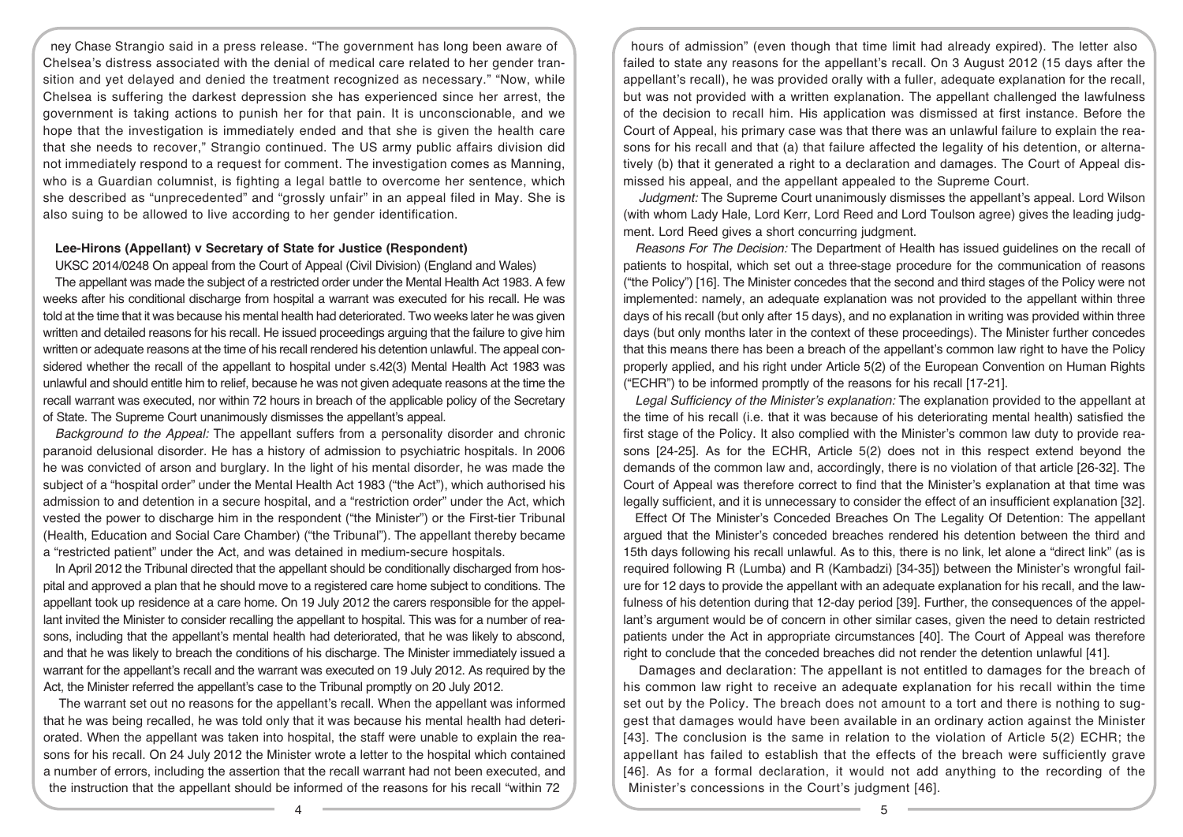ney Chase Strangio said in a press release. "The government has long been aware of Chelsea's distress associated with the denial of medical care related to her gender transition and yet delayed and denied the treatment recognized as necessary." "Now, while Chelsea is suffering the darkest depression she has experienced since her arrest, the government is taking actions to punish her for that pain. It is unconscionable, and we hope that the investigation is immediately ended and that she is given the health care that she needs to recover," Strangio continued. The US army public affairs division did not immediately respond to a request for comment. The investigation comes as Manning, who is a Guardian columnist, is fighting a legal battle to overcome her sentence, which she described as "unprecedented" and "grossly unfair" in an appeal filed in May. She is also suing to be allowed to live according to her gender identification.

### Lee-Hirons (Appellant) v Secretary of State for Justice (Respondent)

UKSC 2014/0248 On appeal from the Court of Appeal (Civil Division) (England and Wales)

The appellant was made the subject of a restricted order under the Mental Health Act 1983. A few weeks after his conditional discharge from hospital a warrant was executed for his recall. He was told at the time that it was because his mental health had deteriorated. Two weeks later he was given written and detailed reasons for his recall. He issued proceedings arguing that the failure to give him written or adequate reasons at the time of his recall rendered his detention unlawful. The appeal considered whether the recall of the appellant to hospital under s.42(3) Mental Health Act 1983 was unlawful and should entitle him to relief, because he was not given adequate reasons at the time the recall warrant was executed, nor within 72 hours in breach of the applicable policy of the Secretary of State. The Supreme Court unanimously dismisses the appellant's appeal.

*Background to the Appeal:* The appellant suffers from a personality disorder and chronic paranoid delusional disorder. He has a history of admission to psychiatric hospitals. In 2006 he was convicted of arson and burglary. In the light of his mental disorder, he was made the subject of a "hospital order" under the Mental Health Act 1983 ("the Act"), which authorised his admission to and detention in a secure hospital, and a "restriction order" under the Act, which vested the power to discharge him in the respondent ("the Minister") or the First-tier Tribunal (Health, Education and Social Care Chamber) ("the Tribunal"). The appellant thereby became a "restricted patient" under the Act, and was detained in medium-secure hospitals.

In April 2012 the Tribunal directed that the appellant should be conditionally discharged from hospital and approved a plan that he should move to a registered care home subject to conditions. The appellant took up residence at a care home. On 19 July 2012 the carers responsible for the appellant invited the Minister to consider recalling the appellant to hospital. This was for a number of reasons, including that the appellant's mental health had deteriorated, that he was likely to abscond, and that he was likely to breach the conditions of his discharge. The Minister immediately issued a warrant for the appellant's recall and the warrant was executed on 19 July 2012. As required by the Act, the Minister referred the appellant's case to the Tribunal promptly on 20 July 2012.

The warrant set out no reasons for the appellant's recall. When the appellant was informed that he was being recalled, he was told only that it was because his mental health had deteriorated. When the appellant was taken into hospital, the staff were unable to explain the reasons for his recall. On 24 July 2012 the Minister wrote a letter to the hospital which contained a number of errors, including the assertion that the recall warrant had not been executed, and the instruction that the appellant should be informed of the reasons for his recall "within 72 hours of admission" (even though that time limit had already expired). The letter also failed to state any reasons for the appellant's recall. On 3 August 2012 (15 days after the appellant's recall), he was provided orally with a fuller, adequate explanation for the recall, but was not provided with a written explanation. The appellant challenged the lawfulness of the decision to recall him. His application was dismissed at first instance. Before the Court of Appeal, his primary case was that there was an unlawful failure to explain the reasons for his recall and that (a) that failure affected the legality of his detention, or alternatively (b) that it generated a right to a declaration and damages. The Court of Appeal dismissed his appeal, and the appellant appealed to the Supreme Court.

*Judgment:* The Supreme Court unanimously dismisses the appellant's appeal. Lord Wilson (with whom Lady Hale, Lord Kerr, Lord Reed and Lord Toulson agree) gives the leading judgment. Lord Reed gives a short concurring judgment.

*Reasons For The Decision:* The Department of Health has issued guidelines on the recall of patients to hospital, which set out a three-stage procedure for the communication of reasons ("the Policy") [16]. The Minister concedes that the second and third stages of the Policy were not implemented: namely, an adequate explanation was not provided to the appellant within three days of his recall (but only after 15 days), and no explanation in writing was provided within three days (but only months later in the context of these proceedings). The Minister further concedes that this means there has been a breach of the appellant's common law right to have the Policy properly applied, and his right under Article 5(2) of the European Convention on Human Rights ("ECHR") to be informed promptly of the reasons for his recall [17-21].

*Legal Sufficiency of the Minister's explanation:* The explanation provided to the appellant at the time of his recall (i.e. that it was because of his deteriorating mental health) satisfied the first stage of the Policy. It also complied with the Minister's common law duty to provide reasons [24-25]. As for the ECHR, Article 5(2) does not in this respect extend beyond the demands of the common law and, accordingly, there is no violation of that article [26-32]. The Court of Appeal was therefore correct to find that the Minister's explanation at that time was legally sufficient, and it is unnecessary to consider the effect of an insufficient explanation [32].

Effect Of The Minister's Conceded Breaches On The Legality Of Detention: The appellant argued that the Minister's conceded breaches rendered his detention between the third and 15th days following his recall unlawful. As to this, there is no link, let alone a "direct link" (as is required following R (Lumba) and R (Kambadzi) [34-35]) between the Minister's wrongful failure for 12 days to provide the appellant with an adequate explanation for his recall, and the lawfulness of his detention during that 12-day period [39]. Further, the consequences of the appellant's argument would be of concern in other similar cases, given the need to detain restricted patients under the Act in appropriate circumstances [40]. The Court of Appeal was therefore right to conclude that the conceded breaches did not render the detention unlawful [41].

Damages and declaration: The appellant is not entitled to damages for the breach of his common law right to receive an adequate explanation for his recall within the time set out by the Policy. The breach does not amount to a tort and there is nothing to suggest that damages would have been available in an ordinary action against the Minister [43]. The conclusion is the same in relation to the violation of Article 5(2) ECHR; the appellant has failed to establish that the effects of the breach were sufficiently grave [46]. As for a formal declaration, it would not add anything to the recording of the Minister's concessions in the Court's judgment [46].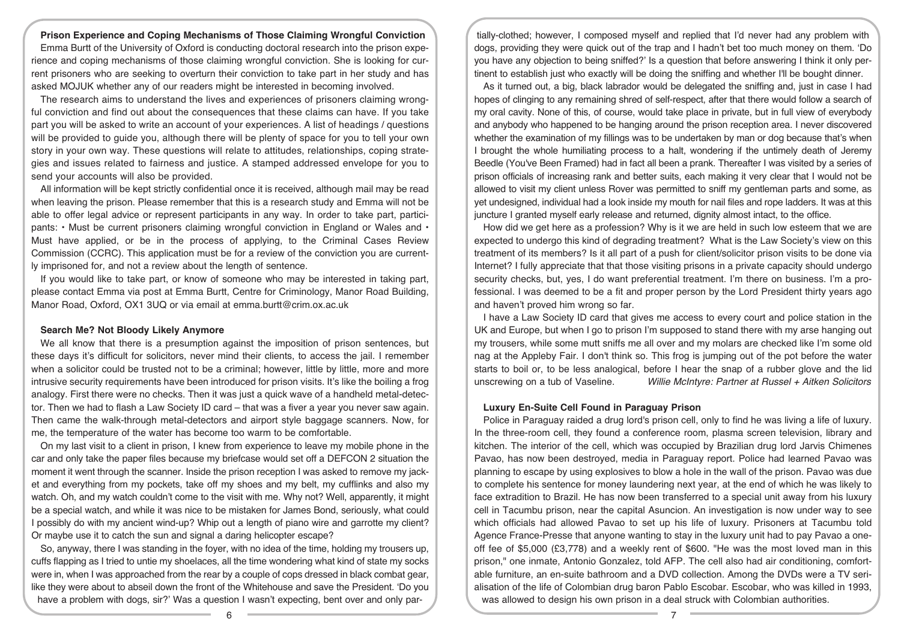### Prison Experience and Coping Mechanisms of Those Claiming Wrongful Conviction

Emma Burtt of the University of Oxford is conducting doctoral research into the prison experience and coping mechanisms of those claiming wrongful conviction. She is looking for current prisoners who are seeking to overturn their conviction to take part in her study and has asked MOJUK whether any of our readers might be interested in becoming involved.

The research aims to understand the lives and experiences of prisoners claiming wrongful conviction and find out about the consequences that these claims can have. If you take part you will be asked to write an account of your experiences. A list of headings / questions will be provided to guide you, although there will be plenty of space for you to tell your own story in your own way. These questions will relate to attitudes, relationships, coping strategies and issues related to fairness and justice. A stamped addressed envelope for you to send your accounts will also be provided.

All information will be kept strictly confidential once it is received, although mail may be read when leaving the prison. Please remember that this is a research study and Emma will not be able to offer legal advice or represent participants in any way. In order to take part, participants: • Must be current prisoners claiming wrongful conviction in England or Wales and • Must have applied, or be in the process of applying, to the Criminal Cases Review Commission (CCRC). This application must be for a review of the conviction you are currently imprisoned for, and not a review about the length of sentence.

If you would like to take part, or know of someone who may be interested in taking part, please contact Emma via post at Emma Burtt, Centre for Criminology, Manor Road Building, Manor Road, Oxford, OX1 3UQ or via email at emma.burtt@crim.ox.ac.uk

### Search Me? Not Bloody Likely Anymore

We all know that there is a presumption against the imposition of prison sentences, but these days it's difficult for solicitors, never mind their clients, to access the jail. I remember when a solicitor could be trusted not to be a criminal; however, little by little, more and more intrusive security requirements have been introduced for prison visits. It's like the boiling a frog analogy. First there were no checks. Then it was just a quick wave of a handheld metal-detector. Then we had to flash a Law Society ID card – that was a fiver a year you never saw again. Then came the walk-through metal-detectors and airport style baggage scanners. Now, for me, the temperature of the water has become too warm to be comfortable.

On my last visit to a client in prison, I knew from experience to leave my mobile phone in the car and only take the paper files because my briefcase would set off a DEFCON 2 situation the moment it went through the scanner. Inside the prison reception I was asked to remove my jacket and everything from my pockets, take off my shoes and my belt, my cufflinks and also my watch. Oh, and my watch couldn't come to the visit with me. Why not? Well, apparently, it might be a special watch, and while it was nice to be mistaken for James Bond, seriously, what could I possibly do with my ancient wind-up? Whip out a length of piano wire and garrotte my client? Or maybe use it to catch the sun and signal a daring helicopter escape?

So, anyway, there I was standing in the foyer, with no idea of the time, holding my trousers up, cuffs flapping as I tried to untie my shoelaces, all the time wondering what kind of state my socks were in, when I was approached from the rear by a couple of cops dressed in black combat gear, like they were about to abseil down the front of the Whitehouse and save the President. 'Do you have a problem with dogs, sir?' Was a question I wasn't expecting, bent over and only partially-clothed; however, I composed myself and replied that I'd never had any problem with dogs, providing they were quick out of the trap and I hadn't bet too much money on them. 'Do you have any objection to being sniffed?' Is a question that before answering I think it only pertinent to establish just who exactly will be doing the sniffing and whether I'll be bought dinner.

As it turned out, a big, black labrador would be delegated the sniffing and, just in case I had hopes of clinging to any remaining shred of self-respect, after that there would follow a search of my oral cavity. None of this, of course, would take place in private, but in full view of everybody and anybody who happened to be hanging around the prison reception area. I never discovered whether the examination of my fillings was to be undertaken by man or dog because that's when I brought the whole humiliating process to a halt, wondering if the untimely death of Jeremy Beedle (You've Been Framed) had in fact all been a prank. Thereafter I was visited by a series of prison officials of increasing rank and better suits, each making it very clear that I would not be allowed to visit my client unless Rover was permitted to sniff my gentleman parts and some, as yet undesigned, individual had a look inside my mouth for nail files and rope ladders. It was at this juncture I granted myself early release and returned, dignity almost intact, to the office.

How did we get here as a profession? Why is it we are held in such low esteem that we are expected to undergo this kind of degrading treatment? What is the Law Society's view on this treatment of its members? Is it all part of a push for client/solicitor prison visits to be done via Internet? I fully appreciate that that those visiting prisons in a private capacity should undergo security checks, but, yes, I do want preferential treatment. I'm there on business. I'm a professional. I was deemed to be a fit and proper person by the Lord President thirty years ago and haven't proved him wrong so far.

I have a Law Society ID card that gives me access to every court and police station in the UK and Europe, but when I go to prison I'm supposed to stand there with my arse hanging out my trousers, while some mutt sniffs me all over and my molars are checked like I'm some old nag at the Appleby Fair. I don't think so. This frog is jumping out of the pot before the water starts to boil or, to be less analogical, before I hear the snap of a rubber glove and the lid unscrewing on a tub of Vaseline. *Willie McIntyre: Partner at Russel + Aitken Solicitors*

### Luxury En-Suite Cell Found in Paraguay Prison

Police in Paraguay raided a drug lord's prison cell, only to find he was living a life of luxury. In the three-room cell, they found a conference room, plasma screen television, library and kitchen. The interior of the cell, which was occupied by Brazilian drug lord Jarvis Chimenes Pavao, has now been destroyed, media in Paraguay report. Police had learned Pavao was planning to escape by using explosives to blow a hole in the wall of the prison. Pavao was due to complete his sentence for money laundering next year, at the end of which he was likely to face extradition to Brazil. He has now been transferred to a special unit away from his luxury cell in Tacumbu prison, near the capital Asuncion. An investigation is now under way to see which officials had allowed Pavao to set up his life of luxury. Prisoners at Tacumbu told Agence France-Presse that anyone wanting to stay in the luxury unit had to pay Pavao a one-off fee of $5,000 (£3,778) and a weekly rent of $600. "He was the most loved man in this prison," one inmate, Antonio Gonzalez, told AFP. The cell also had air conditioning, comfortable furniture, an en-suite bathroom and a DVD collection. Among the DVDs were a TV serialisation of the life of Colombian drug baron Pablo Escobar. Escobar, who was killed in 1993, was allowed to design his own prison in a deal struck with Colombian authorities.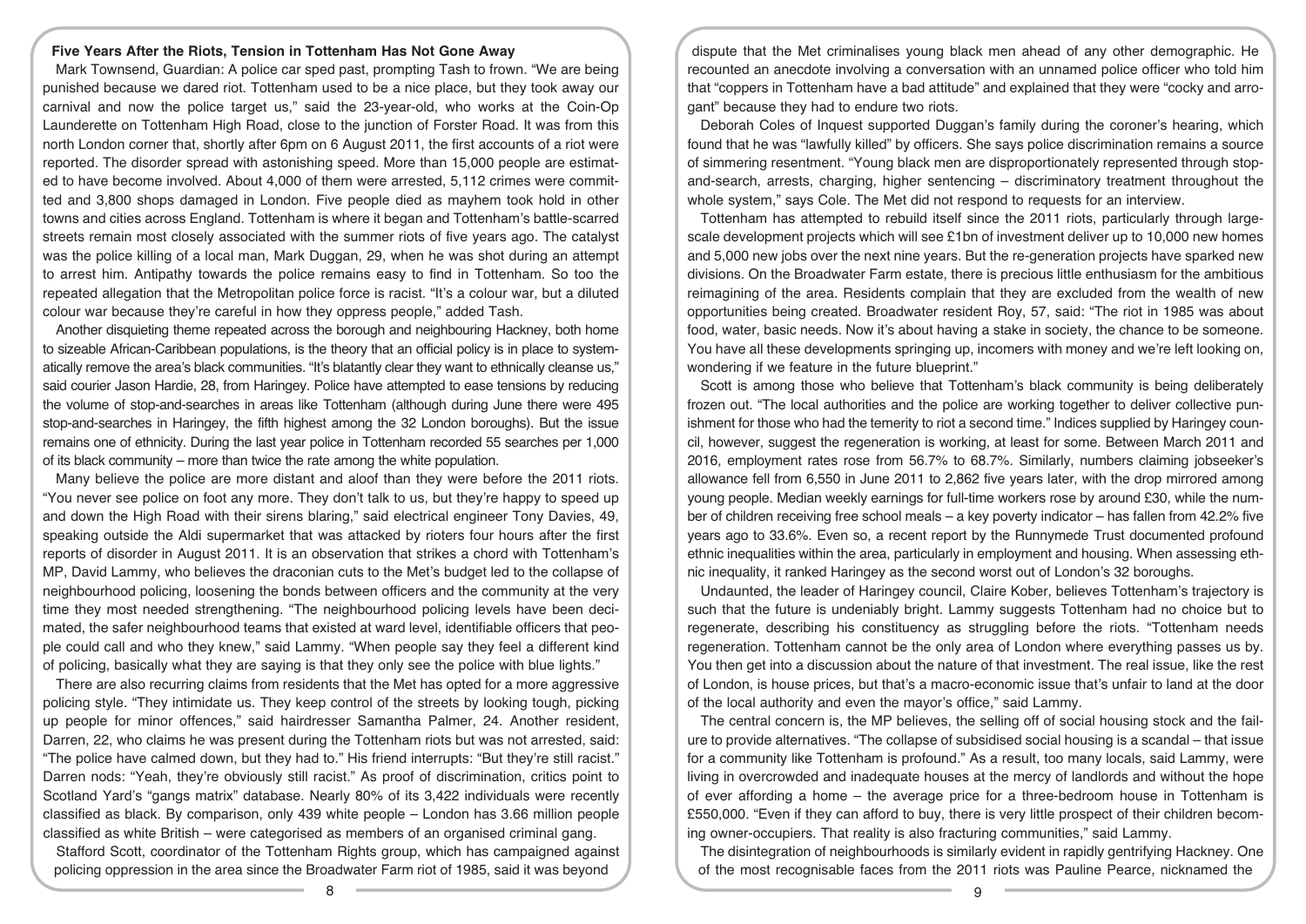## Five Years After the Riots, Tension in Tottenham Has Not Gone Away

Mark Townsend, Guardian: A police car sped past, prompting Tash to frown. "We are being punished because we dared riot. Tottenham used to be a nice place, but they took away our carnival and now the police target us," said the 23-year-old, who works at the Coin-Op Launderette on Tottenham High Road, close to the junction of Forster Road. It was from this north London corner that, shortly after 6pm on 6 August 2011, the first accounts of a riot were reported. The disorder spread with astonishing speed. More than 15,000 people are estimated to have become involved. About 4,000 of them were arrested, 5,112 crimes were committed and 3,800 shops damaged in London. Five people died as mayhem took hold in other towns and cities across England. Tottenham is where it began and Tottenham's battle-scarred streets remain most closely associated with the summer riots of five years ago. The catalyst was the police killing of a local man, Mark Duggan, 29, when he was shot during an attempt to arrest him. Antipathy towards the police remains easy to find in Tottenham. So too the repeated allegation that the Metropolitan police force is racist. "It's a colour war, but a diluted colour war because they're careful in how they oppress people," added Tash.

Another disquieting theme repeated across the borough and neighbouring Hackney, both home to sizeable African-Caribbean populations, is the theory that an official policy is in place to systematically remove the area's black communities. "It's blatantly clear they want to ethnically cleanse us," said courier Jason Hardie, 28, from Haringey. Police have attempted to ease tensions by reducing the volume of stop-and-searches in areas like Tottenham (although during June there were 495 stop-and-searches in Haringey, the fifth highest among the 32 London boroughs). But the issue remains one of ethnicity. During the last year police in Tottenham recorded 55 searches per 1,000 of its black community – more than twice the rate among the white population.

Many believe the police are more distant and aloof than they were before the 2011 riots. "You never see police on foot any more. They don't talk to us, but they're happy to speed up and down the High Road with their sirens blaring," said electrical engineer Tony Davies, 49, speaking outside the Aldi supermarket that was attacked by rioters four hours after the first reports of disorder in August 2011. It is an observation that strikes a chord with Tottenham's MP, David Lammy, who believes the draconian cuts to the Met's budget led to the collapse of neighbourhood policing, loosening the bonds between officers and the community at the very time they most needed strengthening. "The neighbourhood policing levels have been decimated, the safer neighbourhood teams that existed at ward level, identifiable officers that people could call and who they knew," said Lammy. "When people say they feel a different kind of policing, basically what they are saying is that they only see the police with blue lights."

There are also recurring claims from residents that the Met has opted for a more aggressive policing style. "They intimidate us. They keep control of the streets by looking tough, picking up people for minor offences," said hairdresser Samantha Palmer, 24. Another resident, Darren, 22, who claims he was present during the Tottenham riots but was not arrested, said: "The police have calmed down, but they had to." His friend interrupts: "But they're still racist." Darren nods: "Yeah, they're obviously still racist." As proof of discrimination, critics point to Scotland Yard's "gangs matrix" database. Nearly 80% of its 3,422 individuals were recently classified as black. By comparison, only 439 white people – London has 3.66 million people classified as white British – were categorised as members of an organised criminal gang.

Stafford Scott, coordinator of the Tottenham Rights group, which has campaigned against policing oppression in the area since the Broadwater Farm riot of 1985, said it was beyond dispute that the Met criminalises young black men ahead of any other demographic. He recounted an anecdote involving a conversation with an unnamed police officer who told him that "coppers in Tottenham have a bad attitude" and explained that they were "cocky and arrogant" because they had to endure two riots.

Deborah Coles of Inquest supported Duggan's family during the coroner's hearing, which found that he was "lawfully killed" by officers. She says police discrimination remains a source of simmering resentment. "Young black men are disproportionately represented through stop-and-search, arrests, charging, higher sentencing – discriminatory treatment throughout the whole system," says Cole. The Met did not respond to requests for an interview.

Tottenham has attempted to rebuild itself since the 2011 riots, particularly through large-scale development projects which will see £1bn of investment deliver up to 10,000 new homes and 5,000 new jobs over the next nine years. But the re-generation projects have sparked new divisions. On the Broadwater Farm estate, there is precious little enthusiasm for the ambitious reimagining of the area. Residents complain that they are excluded from the wealth of new opportunities being created. Broadwater resident Roy, 57, said: "The riot in 1985 was about food, water, basic needs. Now it's about having a stake in society, the chance to be someone. You have all these developments springing up, incomers with money and we're left looking on, wondering if we feature in the future blueprint."

Scott is among those who believe that Tottenham's black community is being deliberately frozen out. "The local authorities and the police are working together to deliver collective punishment for those who had the temerity to riot a second time." Indices supplied by Haringey council, however, suggest the regeneration is working, at least for some. Between March 2011 and 2016, employment rates rose from 56.7% to 68.7%. Similarly, numbers claiming jobseeker's allowance fell from 6,550 in June 2011 to 2,862 five years later, with the drop mirrored among young people. Median weekly earnings for full-time workers rose by around £30, while the number of children receiving free school meals – a key poverty indicator – has fallen from 42.2% five years ago to 33.6%. Even so, a recent report by the Runnymede Trust documented profound ethnic inequalities within the area, particularly in employment and housing. When assessing ethnic inequality, it ranked Haringey as the second worst out of London's 32 boroughs.

Undaunted, the leader of Haringey council, Claire Kober, believes Tottenham's trajectory is such that the future is undeniably bright. Lammy suggests Tottenham had no choice but to regenerate, describing his constituency as struggling before the riots. "Tottenham needs regeneration. Tottenham cannot be the only area of London where everything passes us by. You then get into a discussion about the nature of that investment. The real issue, like the rest of London, is house prices, but that's a macro-economic issue that's unfair to land at the door of the local authority and even the mayor's office," said Lammy.

The central concern is, the MP believes, the selling off of social housing stock and the failure to provide alternatives. "The collapse of subsidised social housing is a scandal – that issue for a community like Tottenham is profound." As a result, too many locals, said Lammy, were living in overcrowded and inadequate houses at the mercy of landlords and without the hope of ever affording a home – the average price for a three-bedroom house in Tottenham is £550,000. "Even if they can afford to buy, there is very little prospect of their children becoming owner-occupiers. That reality is also fracturing communities," said Lammy.

The disintegration of neighbourhoods is similarly evident in rapidly gentrifying Hackney. One of the most recognisable faces from the 2011 riots was Pauline Pearce, nicknamed the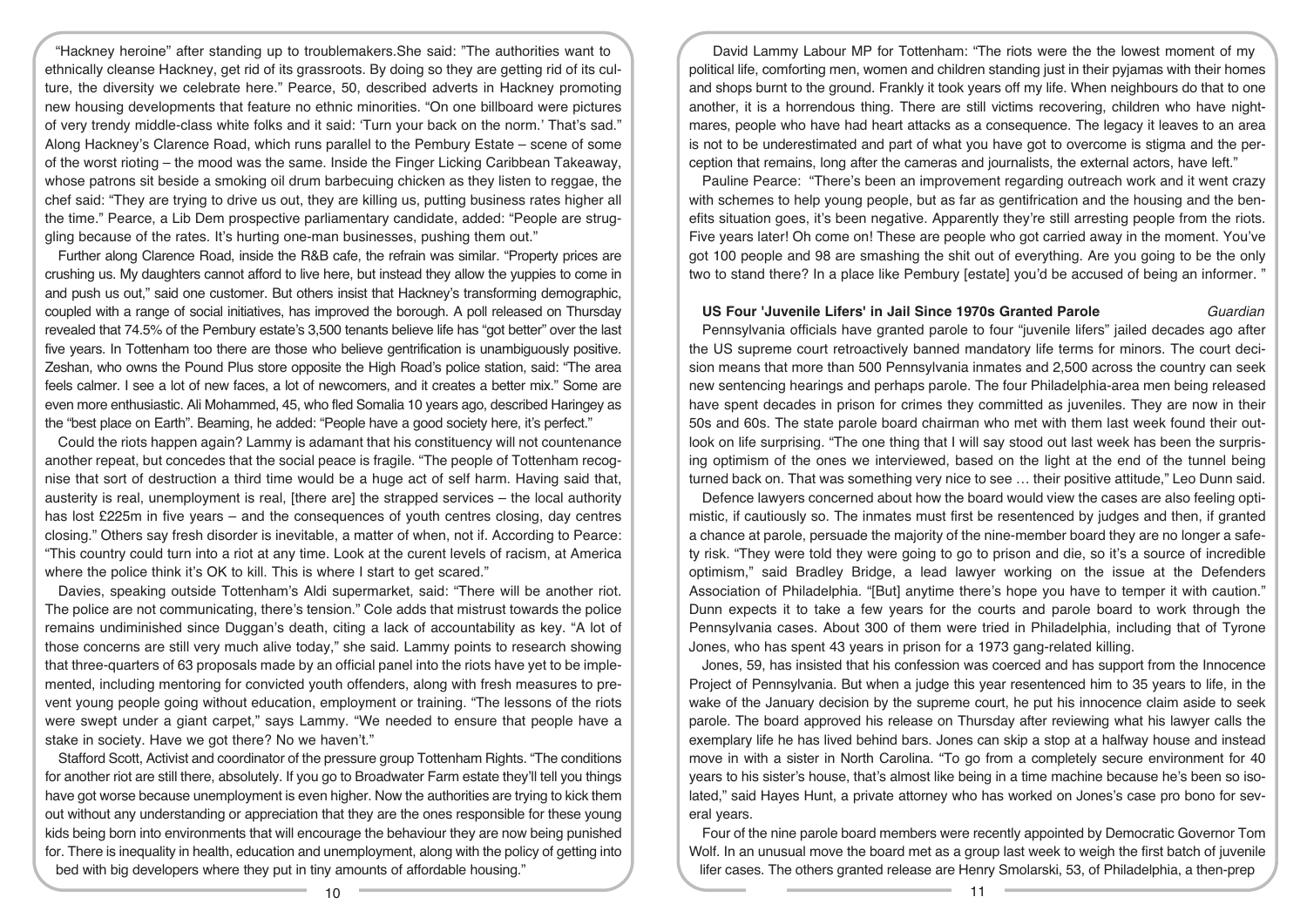"Hackney heroine" after standing up to troublemakers.She said: "The authorities want to ethnically cleanse Hackney, get rid of its grassroots. By doing so they are getting rid of its culture, the diversity we celebrate here." Pearce, 50, described adverts in Hackney promoting new housing developments that feature no ethnic minorities. "On one billboard were pictures of very trendy middle-class white folks and it said: 'Turn your back on the norm.' That's sad." Along Hackney's Clarence Road, which runs parallel to the Pembury Estate – scene of some of the worst rioting – the mood was the same. Inside the Finger Licking Caribbean Takeaway, whose patrons sit beside a smoking oil drum barbecuing chicken as they listen to reggae, the chef said: "They are trying to drive us out, they are killing us, putting business rates higher all the time." Pearce, a Lib Dem prospective parliamentary candidate, added: "People are struggling because of the rates. It's hurting one-man businesses, pushing them out."

Further along Clarence Road, inside the R&B cafe, the refrain was similar. "Property prices are crushing us. My daughters cannot afford to live here, but instead they allow the yuppies to come in and push us out," said one customer. But others insist that Hackney's transforming demographic, coupled with a range of social initiatives, has improved the borough. A poll released on Thursday revealed that 74.5% of the Pembury estate's 3,500 tenants believe life has "got better" over the last five years. In Tottenham too there are those who believe gentrification is unambiguously positive. Zeshan, who owns the Pound Plus store opposite the High Road's police station, said: "The area feels calmer. I see a lot of new faces, a lot of newcomers, and it creates a better mix." Some are even more enthusiastic. Ali Mohammed, 45, who fled Somalia 10 years ago, described Haringey as the "best place on Earth". Beaming, he added: "People have a good society here, it's perfect."

Could the riots happen again? Lammy is adamant that his constituency will not countenance another repeat, but concedes that the social peace is fragile. "The people of Tottenham recognise that sort of destruction a third time would be a huge act of self harm. Having said that, austerity is real, unemployment is real, [there are] the strapped services – the local authority has lost £225m in five years – and the consequences of youth centres closing, day centres closing." Others say fresh disorder is inevitable, a matter of when, not if. According to Pearce: "This country could turn into a riot at any time. Look at the curent levels of racism, at America where the police think it's OK to kill. This is where I start to get scared."

Davies, speaking outside Tottenham's Aldi supermarket, said: "There will be another riot. The police are not communicating, there's tension." Cole adds that mistrust towards the police remains undiminished since Duggan's death, citing a lack of accountability as key. "A lot of those concerns are still very much alive today," she said. Lammy points to research showing that three-quarters of 63 proposals made by an official panel into the riots have yet to be implemented, including mentoring for convicted youth offenders, along with fresh measures to prevent young people going without education, employment or training. "The lessons of the riots were swept under a giant carpet," says Lammy. "We needed to ensure that people have a stake in society. Have we got there? No we haven't."

Stafford Scott, Activist and coordinator of the pressure group Tottenham Rights. "The conditions for another riot are still there, absolutely. If you go to Broadwater Farm estate they'll tell you things have got worse because unemployment is even higher. Now the authorities are trying to kick them out without any understanding or appreciation that they are the ones responsible for these young kids being born into environments that will encourage the behaviour they are now being punished for. There is inequality in health, education and unemployment, along with the policy of getting into bed with big developers where they put in tiny amounts of affordable housing."

David Lammy Labour MP for Tottenham: "The riots were the the lowest moment of my political life, comforting men, women and children standing just in their pyjamas with their homes and shops burnt to the ground. Frankly it took years off my life. When neighbours do that to one another, it is a horrendous thing. There are still victims recovering, children who have nightmares, people who have had heart attacks as a consequence. The legacy it leaves to an area is not to be underestimated and part of what you have got to overcome is stigma and the perception that remains, long after the cameras and journalists, the external actors, have left."

Pauline Pearce: "There's been an improvement regarding outreach work and it went crazy with schemes to help young people, but as far as gentrification and the housing and the benefits situation goes, it's been negative. Apparently they're still arresting people from the riots. Five years later! Oh come on! These are people who got carried away in the moment. You've got 100 people and 98 are smashing the shit out of everything. Are you going to be the only two to stand there? In a place like Pembury [estate] you'd be accused of being an informer. "

**US Four 'Juvenile Lifers' in Jail Since 1970s Granted Parole** *Guardian*

Pennsylvania officials have granted parole to four "juvenile lifers" jailed decades ago after the US supreme court retroactively banned mandatory life terms for minors. The court decision means that more than 500 Pennsylvania inmates and 2,500 across the country can seek new sentencing hearings and perhaps parole. The four Philadelphia-area men being released have spent decades in prison for crimes they committed as juveniles. They are now in their 50s and 60s. The state parole board chairman who met with them last week found their outlook on life surprising. "The one thing that I will say stood out last week has been the surprising optimism of the ones we interviewed, based on the light at the end of the tunnel being turned back on. That was something very nice to see … their positive attitude," Leo Dunn said.

Defence lawyers concerned about how the board would view the cases are also feeling optimistic, if cautiously so. The inmates must first be resentenced by judges and then, if granted a chance at parole, persuade the majority of the nine-member board they are no longer a safety risk. "They were told they were going to go to prison and die, so it's a source of incredible optimism," said Bradley Bridge, a lead lawyer working on the issue at the Defenders Association of Philadelphia. "[But] anytime there's hope you have to temper it with caution." Dunn expects it to take a few years for the courts and parole board to work through the Pennsylvania cases. About 300 of them were tried in Philadelphia, including that of Tyrone Jones, who has spent 43 years in prison for a 1973 gang-related killing.

Jones, 59, has insisted that his confession was coerced and has support from the Innocence Project of Pennsylvania. But when a judge this year resentenced him to 35 years to life, in the wake of the January decision by the supreme court, he put his innocence claim aside to seek parole. The board approved his release on Thursday after reviewing what his lawyer calls the exemplary life he has lived behind bars. Jones can skip a stop at a halfway house and instead move in with a sister in North Carolina. "To go from a completely secure environment for 40 years to his sister's house, that's almost like being in a time machine because he's been so isolated," said Hayes Hunt, a private attorney who has worked on Jones's case pro bono for several years.

Four of the nine parole board members were recently appointed by Democratic Governor Tom Wolf. In an unusual move the board met as a group last week to weigh the first batch of juvenile lifer cases. The others granted release are Henry Smolarski, 53, of Philadelphia, a then-prep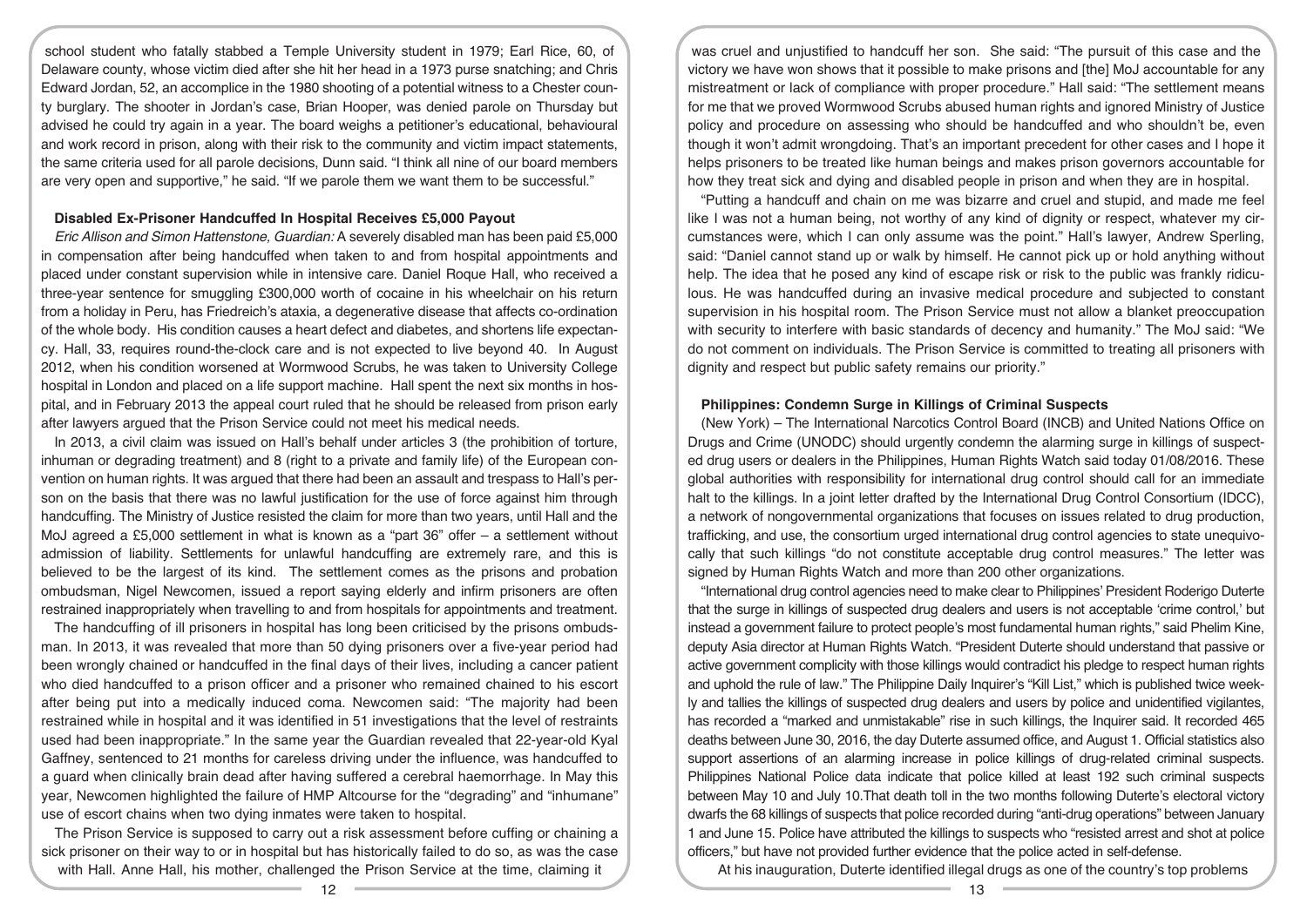school student who fatally stabbed a Temple University student in 1979; Earl Rice, 60, of Delaware county, whose victim died after she hit her head in a 1973 purse snatching; and Chris Edward Jordan, 52, an accomplice in the 1980 shooting of a potential witness to a Chester county burglary. The shooter in Jordan's case, Brian Hooper, was denied parole on Thursday but advised he could try again in a year. The board weighs a petitioner's educational, behavioural and work record in prison, along with their risk to the community and victim impact statements, the same criteria used for all parole decisions, Dunn said. "I think all nine of our board members are very open and supportive," he said. "If we parole them we want them to be successful."

### Disabled Ex-Prisoner Handcuffed In Hospital Receives £5,000 Payout

*Eric Allison and Simon Hattenstone, Guardian:* A severely disabled man has been paid £5,000 in compensation after being handcuffed when taken to and from hospital appointments and placed under constant supervision while in intensive care. Daniel Roque Hall, who received a three-year sentence for smuggling £300,000 worth of cocaine in his wheelchair on his return from a holiday in Peru, has Friedreich's ataxia, a degenerative disease that affects co-ordination of the whole body. His condition causes a heart defect and diabetes, and shortens life expectancy. Hall, 33, requires round-the-clock care and is not expected to live beyond 40. In August 2012, when his condition worsened at Wormwood Scrubs, he was taken to University College hospital in London and placed on a life support machine. Hall spent the next six months in hospital, and in February 2013 the appeal court ruled that he should be released from prison early after lawyers argued that the Prison Service could not meet his medical needs.

In 2013, a civil claim was issued on Hall's behalf under articles 3 (the prohibition of torture, inhuman or degrading treatment) and 8 (right to a private and family life) of the European convention on human rights. It was argued that there had been an assault and trespass to Hall's person on the basis that there was no lawful justification for the use of force against him through handcuffing. The Ministry of Justice resisted the claim for more than two years, until Hall and the MoJ agreed a £5,000 settlement in what is known as a "part 36" offer – a settlement without admission of liability. Settlements for unlawful handcuffing are extremely rare, and this is believed to be the largest of its kind. The settlement comes as the prisons and probation ombudsman, Nigel Newcomen, issued a report saying elderly and infirm prisoners are often restrained inappropriately when travelling to and from hospitals for appointments and treatment.

The handcuffing of ill prisoners in hospital has long been criticised by the prisons ombudsman. In 2013, it was revealed that more than 50 dying prisoners over a five-year period had been wrongly chained or handcuffed in the final days of their lives, including a cancer patient who died handcuffed to a prison officer and a prisoner who remained chained to his escort after being put into a medically induced coma. Newcomen said: "The majority had been restrained while in hospital and it was identified in 51 investigations that the level of restraints used had been inappropriate." In the same year the Guardian revealed that 22-year-old Kyal Gaffney, sentenced to 21 months for careless driving under the influence, was handcuffed to a guard when clinically brain dead after having suffered a cerebral haemorrhage. In May this year, Newcomen highlighted the failure of HMP Altcourse for the "degrading" and "inhumane" use of escort chains when two dying inmates were taken to hospital.

The Prison Service is supposed to carry out a risk assessment before cuffing or chaining a sick prisoner on their way to or in hospital but has historically failed to do so, as was the case with Hall. Anne Hall, his mother, challenged the Prison Service at the time, claiming it was cruel and unjustified to handcuff her son. She said: "The pursuit of this case and the victory we have won shows that it possible to make prisons and [the] MoJ accountable for any mistreatment or lack of compliance with proper procedure." Hall said: "The settlement means for me that we proved Wormwood Scrubs abused human rights and ignored Ministry of Justice policy and procedure on assessing who should be handcuffed and who shouldn't be, even though it won't admit wrongdoing. That's an important precedent for other cases and I hope it helps prisoners to be treated like human beings and makes prison governors accountable for how they treat sick and dying and disabled people in prison and when they are in hospital.

"Putting a handcuff and chain on me was bizarre and cruel and stupid, and made me feel like I was not a human being, not worthy of any kind of dignity or respect, whatever my circumstances were, which I can only assume was the point." Hall's lawyer, Andrew Sperling, said: "Daniel cannot stand up or walk by himself. He cannot pick up or hold anything without help. The idea that he posed any kind of escape risk or risk to the public was frankly ridiculous. He was handcuffed during an invasive medical procedure and subjected to constant supervision in his hospital room. The Prison Service must not allow a blanket preoccupation with security to interfere with basic standards of decency and humanity." The MoJ said: "We do not comment on individuals. The Prison Service is committed to treating all prisoners with dignity and respect but public safety remains our priority."

### Philippines: Condemn Surge in Killings of Criminal Suspects

(New York) – The International Narcotics Control Board (INCB) and United Nations Office on Drugs and Crime (UNODC) should urgently condemn the alarming surge in killings of suspected drug users or dealers in the Philippines, Human Rights Watch said today 01/08/2016. These global authorities with responsibility for international drug control should call for an immediate halt to the killings. In a joint letter drafted by the International Drug Control Consortium (IDCC), a network of nongovernmental organizations that focuses on issues related to drug production, trafficking, and use, the consortium urged international drug control agencies to state unequivocally that such killings "do not constitute acceptable drug control measures." The letter was signed by Human Rights Watch and more than 200 other organizations.

"International drug control agencies need to make clear to Philippines' President Roderigo Duterte that the surge in killings of suspected drug dealers and users is not acceptable 'crime control,' but instead a government failure to protect people's most fundamental human rights," said Phelim Kine, deputy Asia director at Human Rights Watch. "President Duterte should understand that passive or active government complicity with those killings would contradict his pledge to respect human rights and uphold the rule of law." The Philippine Daily Inquirer's "Kill List," which is published twice weekly and tallies the killings of suspected drug dealers and users by police and unidentified vigilantes, has recorded a "marked and unmistakable" rise in such killings, the Inquirer said. It recorded 465 deaths between June 30, 2016, the day Duterte assumed office, and August 1. Official statistics also support assertions of an alarming increase in police killings of drug-related criminal suspects. Philippines National Police data indicate that police killed at least 192 such criminal suspects between May 10 and July 10.That death toll in the two months following Duterte's electoral victory dwarfs the 68 killings of suspects that police recorded during "anti-drug operations" between January 1 and June 15. Police have attributed the killings to suspects who "resisted arrest and shot at police officers," but have not provided further evidence that the police acted in self-defense.

At his inauguration, Duterte identified illegal drugs as one of the country's top problems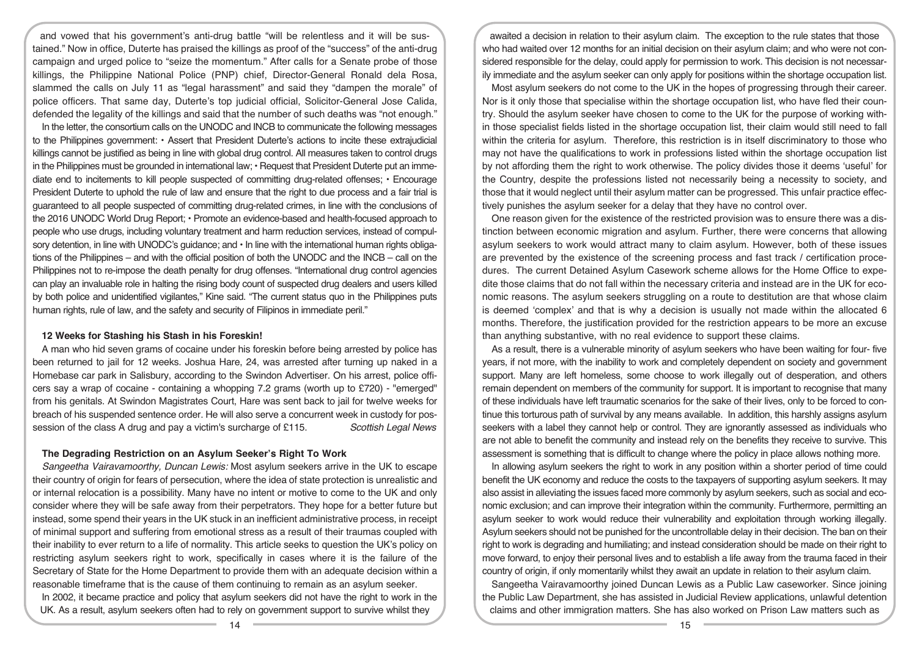and vowed that his government's anti-drug battle "will be relentless and it will be sustained." Now in office, Duterte has praised the killings as proof of the "success" of the anti-drug campaign and urged police to "seize the momentum." After calls for a Senate probe of those killings, the Philippine National Police (PNP) chief, Director-General Ronald dela Rosa, slammed the calls on July 11 as "legal harassment" and said they "dampen the morale" of police officers. That same day, Duterte's top judicial official, Solicitor-General Jose Calida, defended the legality of the killings and said that the number of such deaths was "not enough."

In the letter, the consortium calls on the UNODC and INCB to communicate the following messages to the Philippines government: • Assert that President Duterte's actions to incite these extrajudicial killings cannot be justified as being in line with global drug control. All measures taken to control drugs in the Philippines must be grounded in international law; • Request that President Duterte put an immediate end to incitements to kill people suspected of committing drug-related offenses; • Encourage President Duterte to uphold the rule of law and ensure that the right to due process and a fair trial is guaranteed to all people suspected of committing drug-related crimes, in line with the conclusions of the 2016 UNODC World Drug Report; • Promote an evidence-based and health-focused approach to people who use drugs, including voluntary treatment and harm reduction services, instead of compulsory detention, in line with UNODC's guidance; and • In line with the international human rights obligations of the Philippines – and with the official position of both the UNODC and the INCB – call on the Philippines not to re-impose the death penalty for drug offenses. "International drug control agencies can play an invaluable role in halting the rising body count of suspected drug dealers and users killed by both police and unidentified vigilantes," Kine said. "The current status quo in the Philippines puts human rights, rule of law, and the safety and security of Filipinos in immediate peril."

### 12 Weeks for Stashing his Stash in his Foreskin!

A man who hid seven grams of cocaine under his foreskin before being arrested by police has been returned to jail for 12 weeks. Joshua Hare, 24, was arrested after turning up naked in a Homebase car park in Salisbury, according to the Swindon Advertiser. On his arrest, police officers say a wrap of cocaine - containing a whopping 7.2 grams (worth up to £720) - "emerged" from his genitals. At Swindon Magistrates Court, Hare was sent back to jail for twelve weeks for breach of his suspended sentence order. He will also serve a concurrent week in custody for possession of the class A drug and pay a victim's surcharge of £115. *Scottish Legal News*

### The Degrading Restriction on an Asylum Seeker's Right To Work

*Sangeetha Vairavamoorthy, Duncan Lewis:* Most asylum seekers arrive in the UK to escape their country of origin for fears of persecution, where the idea of state protection is unrealistic and or internal relocation is a possibility. Many have no intent or motive to come to the UK and only consider where they will be safe away from their perpetrators. They hope for a better future but instead, some spend their years in the UK stuck in an inefficient administrative process, in receipt of minimal support and suffering from emotional stress as a result of their traumas coupled with their inability to ever return to a life of normality. This article seeks to question the UK's policy on restricting asylum seekers right to work, specifically in cases where it is the failure of the Secretary of State for the Home Department to provide them with an adequate decision within a reasonable timeframe that is the cause of them continuing to remain as an asylum seeker.

In 2002, it became practice and policy that asylum seekers did not have the right to work in the UK. As a result, asylum seekers often had to rely on government support to survive whilst they awaited a decision in relation to their asylum claim. The exception to the rule states that those who had waited over 12 months for an initial decision on their asylum claim; and who were not considered responsible for the delay, could apply for permission to work. This decision is not necessarily immediate and the asylum seeker can only apply for positions within the shortage occupation list.

Most asylum seekers do not come to the UK in the hopes of progressing through their career. Nor is it only those that specialise within the shortage occupation list, who have fled their country. Should the asylum seeker have chosen to come to the UK for the purpose of working within those specialist fields listed in the shortage occupation list, their claim would still need to fall within the criteria for asylum. Therefore, this restriction is in itself discriminatory to those who may not have the qualifications to work in professions listed within the shortage occupation list by not affording them the right to work otherwise. The policy divides those it deems 'useful' for the Country, despite the professions listed not necessarily being a necessity to society, and those that it would neglect until their asylum matter can be progressed. This unfair practice effectively punishes the asylum seeker for a delay that they have no control over.

One reason given for the existence of the restricted provision was to ensure there was a distinction between economic migration and asylum. Further, there were concerns that allowing asylum seekers to work would attract many to claim asylum. However, both of these issues are prevented by the existence of the screening process and fast track / certification procedures. The current Detained Asylum Casework scheme allows for the Home Office to expedite those claims that do not fall within the necessary criteria and instead are in the UK for economic reasons. The asylum seekers struggling on a route to destitution are that whose claim is deemed 'complex' and that is why a decision is usually not made within the allocated 6 months. Therefore, the justification provided for the restriction appears to be more an excuse than anything substantive, with no real evidence to support these claims.

As a result, there is a vulnerable minority of asylum seekers who have been waiting for four- five years, if not more, with the inability to work and completely dependent on society and government support. Many are left homeless, some choose to work illegally out of desperation, and others remain dependent on members of the community for support. It is important to recognise that many of these individuals have left traumatic scenarios for the sake of their lives, only to be forced to continue this torturous path of survival by any means available. In addition, this harshly assigns asylum seekers with a label they cannot help or control. They are ignorantly assessed as individuals who are not able to benefit the community and instead rely on the benefits they receive to survive. This assessment is something that is difficult to change where the policy in place allows nothing more.

In allowing asylum seekers the right to work in any position within a shorter period of time could benefit the UK economy and reduce the costs to the taxpayers of supporting asylum seekers. It may also assist in alleviating the issues faced more commonly by asylum seekers, such as social and economic exclusion; and can improve their integration within the community. Furthermore, permitting an asylum seeker to work would reduce their vulnerability and exploitation through working illegally. Asylum seekers should not be punished for the uncontrollable delay in their decision. The ban on their right to work is degrading and humiliating; and instead consideration should be made on their right to move forward, to enjoy their personal lives and to establish a life away from the trauma faced in their country of origin, if only momentarily whilst they await an update in relation to their asylum claim.

Sangeetha Vairavamoorthy joined Duncan Lewis as a Public Law caseworker. Since joining the Public Law Department, she has assisted in Judicial Review applications, unlawful detention claims and other immigration matters. She has also worked on Prison Law matters such as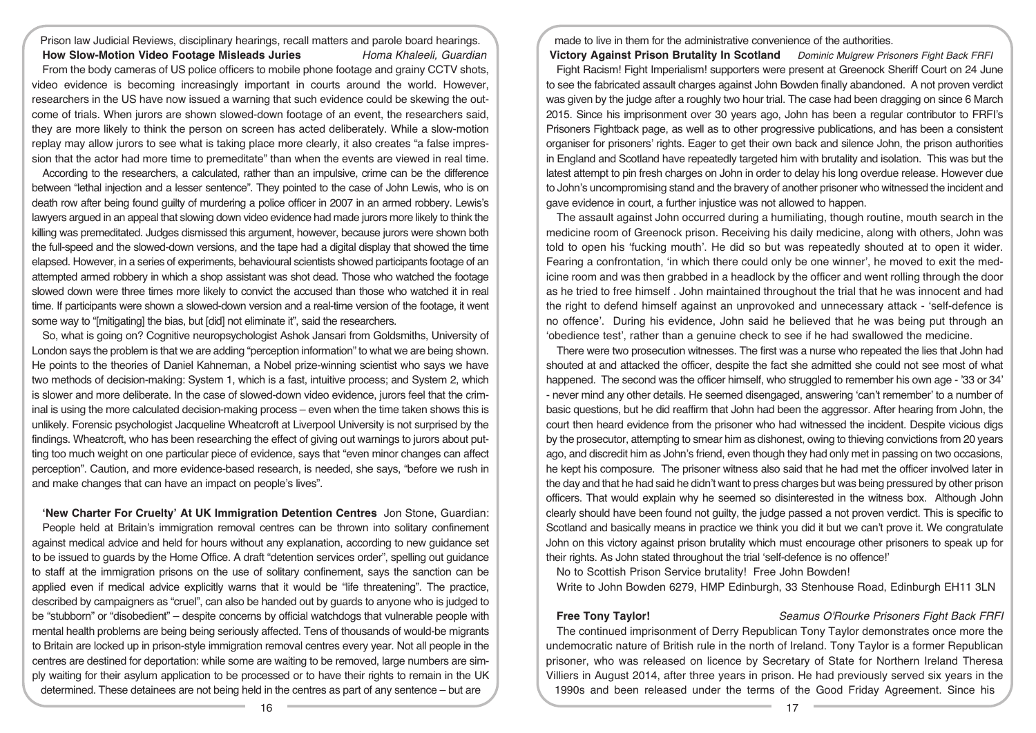Prison law Judicial Reviews, disciplinary hearings, recall matters and parole board hearings.

**How Slow-Motion Video Footage Misleads Juries** *Homa Khaleeli, Guardian*

From the body cameras of US police officers to mobile phone footage and grainy CCTV shots, video evidence is becoming increasingly important in courts around the world. However, researchers in the US have now issued a warning that such evidence could be skewing the outcome of trials. When jurors are shown slowed-down footage of an event, the researchers said, they are more likely to think the person on screen has acted deliberately. While a slow-motion replay may allow jurors to see what is taking place more clearly, it also creates "a false impression that the actor had more time to premeditate" than when the events are viewed in real time.

According to the researchers, a calculated, rather than an impulsive, crime can be the difference between "lethal injection and a lesser sentence". They pointed to the case of John Lewis, who is on death row after being found guilty of murdering a police officer in 2007 in an armed robbery. Lewis's lawyers argued in an appeal that slowing down video evidence had made jurors more likely to think the killing was premeditated. Judges dismissed this argument, however, because jurors were shown both the full-speed and the slowed-down versions, and the tape had a digital display that showed the time elapsed. However, in a series of experiments, behavioural scientists showed participants footage of an attempted armed robbery in which a shop assistant was shot dead. Those who watched the footage slowed down were three times more likely to convict the accused than those who watched it in real time. If participants were shown a slowed-down version and a real-time version of the footage, it went some way to "[mitigating] the bias, but [did] not eliminate it", said the researchers.

So, what is going on? Cognitive neuropsychologist Ashok Jansari from Goldsmiths, University of London says the problem is that we are adding "perception information" to what we are being shown. He points to the theories of Daniel Kahneman, a Nobel prize-winning scientist who says we have two methods of decision-making: System 1, which is a fast, intuitive process; and System 2, which is slower and more deliberate. In the case of slowed-down video evidence, jurors feel that the criminal is using the more calculated decision-making process – even when the time taken shows this is unlikely. Forensic psychologist Jacqueline Wheatcroft at Liverpool University is not surprised by the findings. Wheatcroft, who has been researching the effect of giving out warnings to jurors about putting too much weight on one particular piece of evidence, says that "even minor changes can affect perception". Caution, and more evidence-based research, is needed, she says, "before we rush in and make changes that can have an impact on people's lives".

**'New Charter For Cruelty' At UK Immigration Detention Centres** Jon Stone, Guardian:

People held at Britain's immigration removal centres can be thrown into solitary confinement against medical advice and held for hours without any explanation, according to new guidance set to be issued to guards by the Home Office. A draft "detention services order", spelling out guidance to staff at the immigration prisons on the use of solitary confinement, says the sanction can be applied even if medical advice explicitly warns that it would be "life threatening". The practice, described by campaigners as "cruel", can also be handed out by guards to anyone who is judged to be "stubborn" or "disobedient" – despite concerns by official watchdogs that vulnerable people with mental health problems are being being seriously affected. Tens of thousands of would-be migrants to Britain are locked up in prison-style immigration removal centres every year. Not all people in the centres are destined for deportation: while some are waiting to be removed, large numbers are simply waiting for their asylum application to be processed or to have their rights to remain in the UK determined. These detainees are not being held in the centres as part of any sentence – but are made to live in them for the administrative convenience of the authorities.

**Victory Against Prison Brutality In Scotland** *Dominic Mulgrew Prisoners Fight Back FRFI*

Fight Racism! Fight Imperialism! supporters were present at Greenock Sheriff Court on 24 June to see the fabricated assault charges against John Bowden finally abandoned. A not proven verdict was given by the judge after a roughly two hour trial. The case had been dragging on since 6 March 2015. Since his imprisonment over 30 years ago, John has been a regular contributor to FRFI's Prisoners Fightback page, as well as to other progressive publications, and has been a consistent organiser for prisoners' rights. Eager to get their own back and silence John, the prison authorities in England and Scotland have repeatedly targeted him with brutality and isolation. This was but the latest attempt to pin fresh charges on John in order to delay his long overdue release. However due to John's uncompromising stand and the bravery of another prisoner who witnessed the incident and gave evidence in court, a further injustice was not allowed to happen.

The assault against John occurred during a humiliating, though routine, mouth search in the medicine room of Greenock prison. Receiving his daily medicine, along with others, John was told to open his 'fucking mouth'. He did so but was repeatedly shouted at to open it wider. Fearing a confrontation, 'in which there could only be one winner', he moved to exit the medicine room and was then grabbed in a headlock by the officer and went rolling through the door as he tried to free himself . John maintained throughout the trial that he was innocent and had the right to defend himself against an unprovoked and unnecessary attack - 'self-defence is no offence'. During his evidence, John said he believed that he was being put through an 'obedience test', rather than a genuine check to see if he had swallowed the medicine.

There were two prosecution witnesses. The first was a nurse who repeated the lies that John had shouted at and attacked the officer, despite the fact she admitted she could not see most of what happened. The second was the officer himself, who struggled to remember his own age - '33 or 34' - never mind any other details. He seemed disengaged, answering 'can't remember' to a number of basic questions, but he did reaffirm that John had been the aggressor. After hearing from John, the court then heard evidence from the prisoner who had witnessed the incident. Despite vicious digs by the prosecutor, attempting to smear him as dishonest, owing to thieving convictions from 20 years ago, and discredit him as John's friend, even though they had only met in passing on two occasions, he kept his composure. The prisoner witness also said that he had met the officer involved later in the day and that he had said he didn't want to press charges but was being pressured by other prison officers. That would explain why he seemed so disinterested in the witness box. Although John clearly should have been found not guilty, the judge passed a not proven verdict. This is specific to Scotland and basically means in practice we think you did it but we can't prove it. We congratulate John on this victory against prison brutality which must encourage other prisoners to speak up for their rights. As John stated throughout the trial 'self-defence is no offence!'

No to Scottish Prison Service brutality! Free John Bowden!

Write to John Bowden 6279, HMP Edinburgh, 33 Stenhouse Road, Edinburgh EH11 3LN

**Free Tony Taylor!** *Seamus O'Rourke Prisoners Fight Back FRFI*

The continued imprisonment of Derry Republican Tony Taylor demonstrates once more the undemocratic nature of British rule in the north of Ireland. Tony Taylor is a former Republican prisoner, who was released on licence by Secretary of State for Northern Ireland Theresa Villiers in August 2014, after three years in prison. He had previously served six years in the 1990s and been released under the terms of the Good Friday Agreement. Since his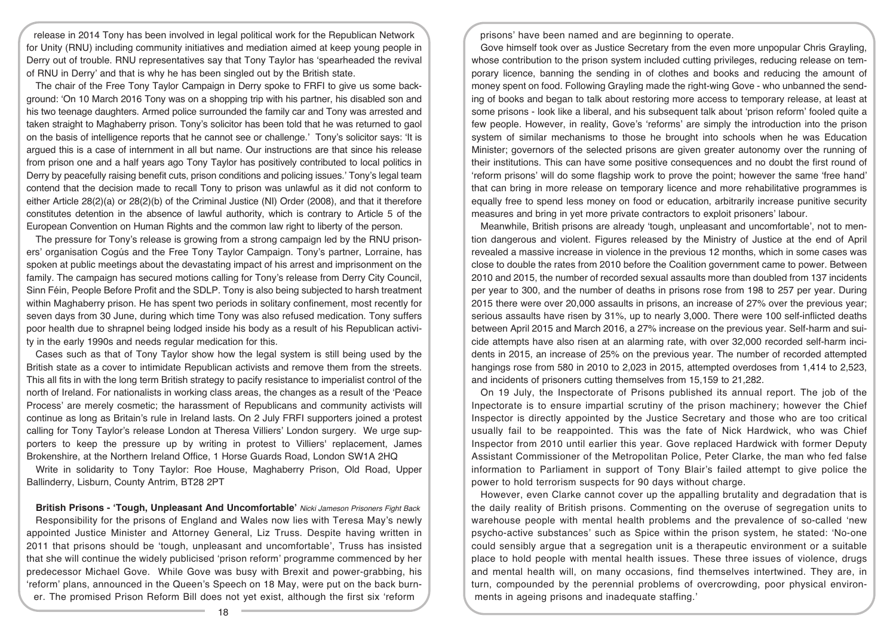release in 2014 Tony has been involved in legal political work for the Republican Network for Unity (RNU) including community initiatives and mediation aimed at keep young people in Derry out of trouble. RNU representatives say that Tony Taylor has 'spearheaded the revival of RNU in Derry' and that is why he has been singled out by the British state.

The chair of the Free Tony Taylor Campaign in Derry spoke to FRFI to give us some background: 'On 10 March 2016 Tony was on a shopping trip with his partner, his disabled son and his two teenage daughters. Armed police surrounded the family car and Tony was arrested and taken straight to Maghaberry prison. Tony's solicitor has been told that he was returned to gaol on the basis of intelligence reports that he cannot see or challenge.' Tony's solicitor says: 'It is argued this is a case of internment in all but name. Our instructions are that since his release from prison one and a half years ago Tony Taylor has positively contributed to local politics in Derry by peacefully raising benefit cuts, prison conditions and policing issues.' Tony's legal team contend that the decision made to recall Tony to prison was unlawful as it did not conform to either Article 28(2)(a) or 28(2)(b) of the Criminal Justice (NI) Order (2008), and that it therefore constitutes detention in the absence of lawful authority, which is contrary to Article 5 of the European Convention on Human Rights and the common law right to liberty of the person.

The pressure for Tony's release is growing from a strong campaign led by the RNU prisoners' organisation Cogús and the Free Tony Taylor Campaign. Tony's partner, Lorraine, has spoken at public meetings about the devastating impact of his arrest and imprisonment on the family. The campaign has secured motions calling for Tony's release from Derry City Council, Sinn Féin, People Before Profit and the SDLP. Tony is also being subjected to harsh treatment within Maghaberry prison. He has spent two periods in solitary confinement, most recently for seven days from 30 June, during which time Tony was also refused medication. Tony suffers poor health due to shrapnel being lodged inside his body as a result of his Republican activity in the early 1990s and needs regular medication for this.

Cases such as that of Tony Taylor show how the legal system is still being used by the British state as a cover to intimidate Republican activists and remove them from the streets. This all fits in with the long term British strategy to pacify resistance to imperialist control of the north of Ireland. For nationalists in working class areas, the changes as a result of the 'Peace Process' are merely cosmetic; the harassment of Republicans and community activists will continue as long as Britain's rule in Ireland lasts. On 2 July FRFI supporters joined a protest calling for Tony Taylor's release London at Theresa Villiers' London surgery. We urge supporters to keep the pressure up by writing in protest to Villiers' replacement, James Brokenshire, at the Northern Ireland Office, 1 Horse Guards Road, London SW1A 2HQ

Write in solidarity to Tony Taylor: Roe House, Maghaberry Prison, Old Road, Upper Ballinderry, Lisburn, County Antrim, BT28 2PT

**British Prisons - 'Tough, Unpleasant And Uncomfortable'** *Nicki Jameson Prisoners Fight Back*

Responsibility for the prisons of England and Wales now lies with Teresa May's newly appointed Justice Minister and Attorney General, Liz Truss. Despite having written in 2011 that prisons should be 'tough, unpleasant and uncomfortable', Truss has insisted that she will continue the widely publicised 'prison reform' programme commenced by her predecessor Michael Gove. While Gove was busy with Brexit and power-grabbing, his 'reform' plans, announced in the Queen's Speech on 18 May, were put on the back burner. The promised Prison Reform Bill does not yet exist, although the first six 'reform prisons' have been named and are beginning to operate.

Gove himself took over as Justice Secretary from the even more unpopular Chris Grayling, whose contribution to the prison system included cutting privileges, reducing release on temporary licence, banning the sending in of clothes and books and reducing the amount of money spent on food. Following Grayling made the right-wing Gove - who unbanned the sending of books and began to talk about restoring more access to temporary release, at least at some prisons - look like a liberal, and his subsequent talk about 'prison reform' fooled quite a few people. However, in reality, Gove's 'reforms' are simply the introduction into the prison system of similar mechanisms to those he brought into schools when he was Education Minister; governors of the selected prisons are given greater autonomy over the running of their institutions. This can have some positive consequences and no doubt the first round of 'reform prisons' will do some flagship work to prove the point; however the same 'free hand' that can bring in more release on temporary licence and more rehabilitative programmes is equally free to spend less money on food or education, arbitrarily increase punitive security measures and bring in yet more private contractors to exploit prisoners' labour.

Meanwhile, British prisons are already 'tough, unpleasant and uncomfortable', not to mention dangerous and violent. Figures released by the Ministry of Justice at the end of April revealed a massive increase in violence in the previous 12 months, which in some cases was close to double the rates from 2010 before the Coalition government came to power. Between 2010 and 2015, the number of recorded sexual assaults more than doubled from 137 incidents per year to 300, and the number of deaths in prisons rose from 198 to 257 per year. During 2015 there were over 20,000 assaults in prisons, an increase of 27% over the previous year; serious assaults have risen by 31%, up to nearly 3,000. There were 100 self-inflicted deaths between April 2015 and March 2016, a 27% increase on the previous year. Self-harm and suicide attempts have also risen at an alarming rate, with over 32,000 recorded self-harm incidents in 2015, an increase of 25% on the previous year. The number of recorded attempted hangings rose from 580 in 2010 to 2,023 in 2015, attempted overdoses from 1,414 to 2,523, and incidents of prisoners cutting themselves from 15,159 to 21,282.

On 19 July, the Inspectorate of Prisons published its annual report. The job of the Inpectorate is to ensure impartial scrutiny of the prison machinery; however the Chief Inspector is directly appointed by the Justice Secretary and those who are too critical usually fail to be reappointed. This was the fate of Nick Hardwick, who was Chief Inspector from 2010 until earlier this year. Gove replaced Hardwick with former Deputy Assistant Commissioner of the Metropolitan Police, Peter Clarke, the man who fed false information to Parliament in support of Tony Blair's failed attempt to give police the power to hold terrorism suspects for 90 days without charge.

However, even Clarke cannot cover up the appalling brutality and degradation that is the daily reality of British prisons. Commenting on the overuse of segregation units to warehouse people with mental health problems and the prevalence of so-called 'new psycho-active substances' such as Spice within the prison system, he stated: 'No-one could sensibly argue that a segregation unit is a therapeutic environment or a suitable place to hold people with mental health issues. These three issues of violence, drugs and mental health will, on many occasions, find themselves intertwined. They are, in turn, compounded by the perennial problems of overcrowding, poor physical environments in ageing prisons and inadequate staffing.'